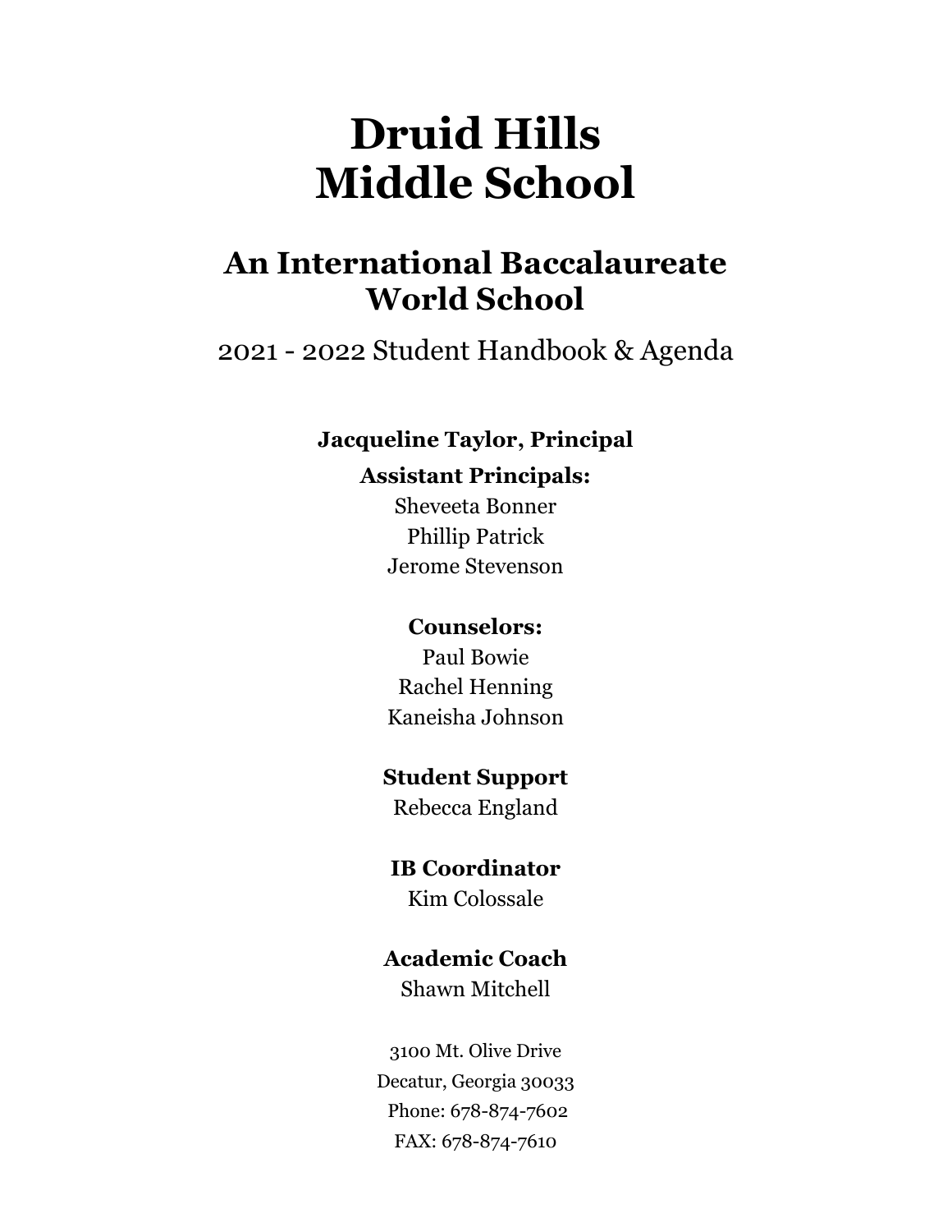# Druid Hills Middle School

## An International Baccalaureate World School

2021 - 2022 Student Handbook & Agenda

**Jacqueline Taylor, Principal**

**Assistant Principals:**

Sheveeta Bonner
Phillip Patrick
Jerome Stevenson

**Counselors:**

Paul Bowie
Rachel Henning
Kaneisha Johnson

**Student Support**

Rebecca England

**IB Coordinator**

Kim Colossale

**Academic Coach**

Shawn Mitchell

3100 Mt. Olive Drive
Decatur, Georgia 30033
Phone: 678-874-7602
FAX: 678-874-7610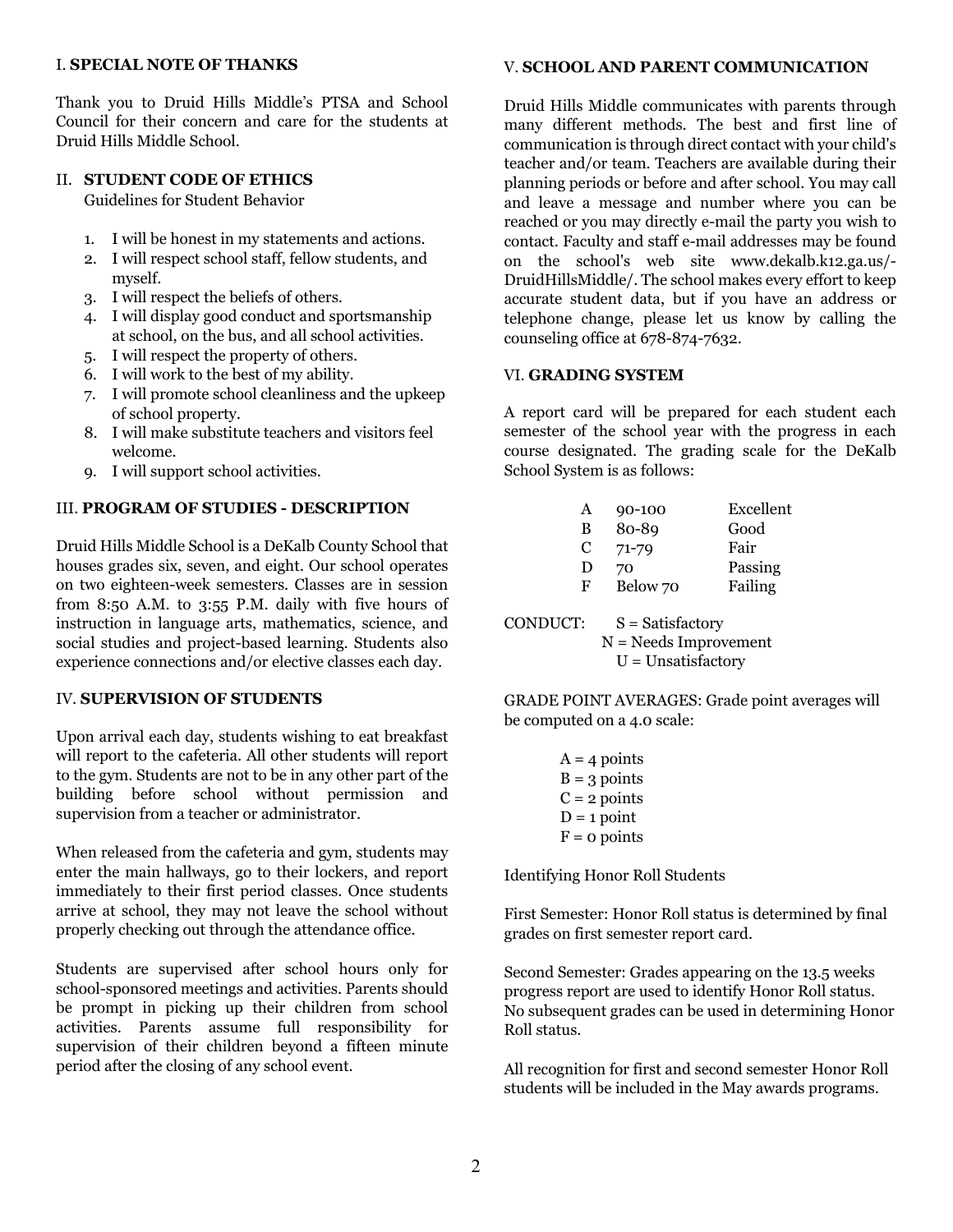## I. **SPECIAL NOTE OF THANKS**

Thank you to Druid Hills Middle's PTSA and School Council for their concern and care for the students at Druid Hills Middle School.

## II. **STUDENT CODE OF ETHICS**

Guidelines for Student Behavior

1. I will be honest in my statements and actions.
2. I will respect school staff, fellow students, and myself.
3. I will respect the beliefs of others.
4. I will display good conduct and sportsmanship at school, on the bus, and all school activities.
5. I will respect the property of others.
6. I will work to the best of my ability.
7. I will promote school cleanliness and the upkeep of school property.
8. I will make substitute teachers and visitors feel welcome.
9. I will support school activities.

## III. **PROGRAM OF STUDIES - DESCRIPTION**

Druid Hills Middle School is a DeKalb County School that houses grades six, seven, and eight. Our school operates on two eighteen-week semesters. Classes are in session from 8:50 A.M. to 3:55 P.M. daily with five hours of instruction in language arts, mathematics, science, and social studies and project-based learning. Students also experience connections and/or elective classes each day.

## IV. **SUPERVISION OF STUDENTS**

Upon arrival each day, students wishing to eat breakfast will report to the cafeteria. All other students will report to the gym. Students are not to be in any other part of the building before school without permission and supervision from a teacher or administrator.

When released from the cafeteria and gym, students may enter the main hallways, go to their lockers, and report immediately to their first period classes. Once students arrive at school, they may not leave the school without properly checking out through the attendance office.

Students are supervised after school hours only for school-sponsored meetings and activities. Parents should be prompt in picking up their children from school activities. Parents assume full responsibility for supervision of their children beyond a fifteen minute period after the closing of any school event.

## V. **SCHOOL AND PARENT COMMUNICATION**

Druid Hills Middle communicates with parents through many different methods. The best and first line of communication is through direct contact with your child's teacher and/or team. Teachers are available during their planning periods or before and after school. You may call and leave a message and number where you can be reached or you may directly e-mail the party you wish to contact. Faculty and staff e-mail addresses may be found on the school's web site www.dekalb.k12.ga.us/-DruidHillsMiddle/. The school makes every effort to keep accurate student data, but if you have an address or telephone change, please let us know by calling the counseling office at 678-874-7632.

## VI. **GRADING SYSTEM**

A report card will be prepared for each student each semester of the school year with the progress in each course designated. The grading scale for the DeKalb School System is as follows:

| | | |
|---|---|---|
| A | 90-100 | Excellent |
| B | 80-89 | Good |
| C | 71-79 | Fair |
| D | 70 | Passing |
| F | Below 70 | Failing |

CONDUCT:
- S = Satisfactory
- N = Needs Improvement
- U = Unsatisfactory

GRADE POINT AVERAGES: Grade point averages will be computed on a 4.0 scale:

- A = 4 points
- B = 3 points
- C = 2 points
- D = 1 point
- F = 0 points

Identifying Honor Roll Students

First Semester: Honor Roll status is determined by final grades on first semester report card.

Second Semester: Grades appearing on the 13.5 weeks progress report are used to identify Honor Roll status. No subsequent grades can be used in determining Honor Roll status.

All recognition for first and second semester Honor Roll students will be included in the May awards programs.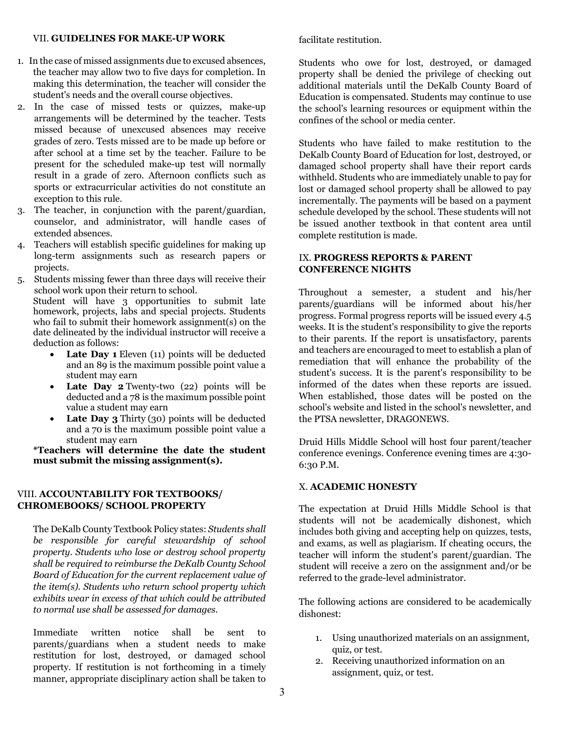## VII. **GUIDELINES FOR MAKE-UP WORK**

1. In the case of missed assignments due to excused absences, the teacher may allow two to five days for completion. In making this determination, the teacher will consider the student's needs and the overall course objectives.
2. In the case of missed tests or quizzes, make-up arrangements will be determined by the teacher. Tests missed because of unexcused absences may receive grades of zero. Tests missed are to be made up before or after school at a time set by the teacher. Failure to be present for the scheduled make-up test will normally result in a grade of zero. Afternoon conflicts such as sports or extracurricular activities do not constitute an exception to this rule.
3. The teacher, in conjunction with the parent/guardian, counselor, and administrator, will handle cases of extended absences.
4. Teachers will establish specific guidelines for making up long-term assignments such as research papers or projects.
5. Students missing fewer than three days will receive their school work upon their return to school.

   Student will have 3 opportunities to submit late homework, projects, labs and special projects. Students who fail to submit their homework assignment(s) on the date delineated by the individual instructor will receive a deduction as follows:

   - **Late Day 1** Eleven (11) points will be deducted and an 89 is the maximum possible point value a student may earn
   - **Late Day 2** Twenty-two (22) points will be deducted and a 78 is the maximum possible point value a student may earn
   - **Late Day 3** Thirty (30) points will be deducted and a 70 is the maximum possible point value a student may earn

   **\*Teachers will determine the date the student must submit the missing assignment(s).**

## VIII. **ACCOUNTABILITY FOR TEXTBOOKS/ CHROMEBOOKS/ SCHOOL PROPERTY**

The DeKalb County Textbook Policy states: *Students shall be responsible for careful stewardship of school property. Students who lose or destroy school property shall be required to reimburse the DeKalb County School Board of Education for the current replacement value of the item(s). Students who return school property which exhibits wear in excess of that which could be attributed to normal use shall be assessed for damages.*

Immediate written notice shall be sent to parents/guardians when a student needs to make restitution for lost, destroyed, or damaged school property. If restitution is not forthcoming in a timely manner, appropriate disciplinary action shall be taken to facilitate restitution.

Students who owe for lost, destroyed, or damaged property shall be denied the privilege of checking out additional materials until the DeKalb County Board of Education is compensated. Students may continue to use the school's learning resources or equipment within the confines of the school or media center.

Students who have failed to make restitution to the DeKalb County Board of Education for lost, destroyed, or damaged school property shall have their report cards withheld. Students who are immediately unable to pay for lost or damaged school property shall be allowed to pay incrementally. The payments will be based on a payment schedule developed by the school. These students will not be issued another textbook in that content area until complete restitution is made.

## IX. **PROGRESS REPORTS & PARENT CONFERENCE NIGHTS**

Throughout a semester, a student and his/her parents/guardians will be informed about his/her progress. Formal progress reports will be issued every 4.5 weeks. It is the student's responsibility to give the reports to their parents. If the report is unsatisfactory, parents and teachers are encouraged to meet to establish a plan of remediation that will enhance the probability of the student's success. It is the parent's responsibility to be informed of the dates when these reports are issued. When established, those dates will be posted on the school's website and listed in the school's newsletter, and the PTSA newsletter, DRAGONEWS.

Druid Hills Middle School will host four parent/teacher conference evenings. Conference evening times are 4:30-6:30 P.M.

## X. **ACADEMIC HONESTY**

The expectation at Druid Hills Middle School is that students will not be academically dishonest, which includes both giving and accepting help on quizzes, tests, and exams, as well as plagiarism. If cheating occurs, the teacher will inform the student's parent/guardian. The student will receive a zero on the assignment and/or be referred to the grade-level administrator.

The following actions are considered to be academically dishonest:

1. Using unauthorized materials on an assignment, quiz, or test.
2. Receiving unauthorized information on an assignment, quiz, or test.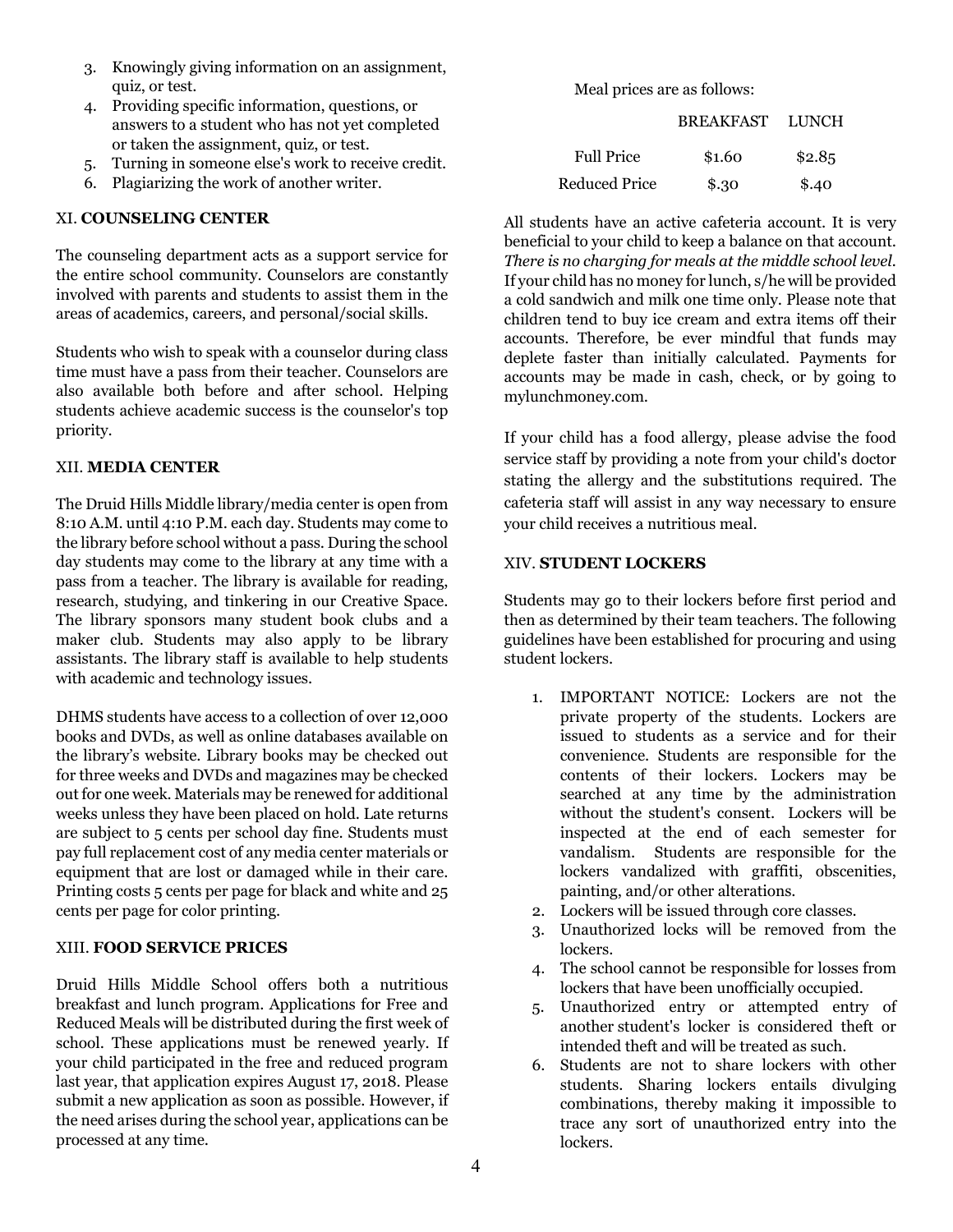3. Knowingly giving information on an assignment, quiz, or test.
4. Providing specific information, questions, or answers to a student who has not yet completed or taken the assignment, quiz, or test.
5. Turning in someone else's work to receive credit.
6. Plagiarizing the work of another writer.

## XI. **COUNSELING CENTER**

The counseling department acts as a support service for the entire school community. Counselors are constantly involved with parents and students to assist them in the areas of academics, careers, and personal/social skills.

Students who wish to speak with a counselor during class time must have a pass from their teacher. Counselors are also available both before and after school. Helping students achieve academic success is the counselor's top priority.

## XII. **MEDIA CENTER**

The Druid Hills Middle library/media center is open from 8:10 A.M. until 4:10 P.M. each day. Students may come to the library before school without a pass. During the school day students may come to the library at any time with a pass from a teacher. The library is available for reading, research, studying, and tinkering in our Creative Space. The library sponsors many student book clubs and a maker club. Students may also apply to be library assistants. The library staff is available to help students with academic and technology issues.

DHMS students have access to a collection of over 12,000 books and DVDs, as well as online databases available on the library's website. Library books may be checked out for three weeks and DVDs and magazines may be checked out for one week. Materials may be renewed for additional weeks unless they have been placed on hold. Late returns are subject to 5 cents per school day fine. Students must pay full replacement cost of any media center materials or equipment that are lost or damaged while in their care. Printing costs 5 cents per page for black and white and 25 cents per page for color printing.

## XIII. **FOOD SERVICE PRICES**

Druid Hills Middle School offers both a nutritious breakfast and lunch program. Applications for Free and Reduced Meals will be distributed during the first week of school. These applications must be renewed yearly. If your child participated in the free and reduced program last year, that application expires August 17, 2018. Please submit a new application as soon as possible. However, if the need arises during the school year, applications can be processed at any time.

Meal prices are as follows:

| | BREAKFAST | LUNCH |
|---|---|---|
| Full Price | $1.60 | $2.85 |
| Reduced Price | $.30 | $.40 |

All students have an active cafeteria account. It is very beneficial to your child to keep a balance on that account. *There is no charging for meals at the middle school level.* If your child has no money for lunch, s/he will be provided a cold sandwich and milk one time only. Please note that children tend to buy ice cream and extra items off their accounts. Therefore, be ever mindful that funds may deplete faster than initially calculated. Payments for accounts may be made in cash, check, or by going to mylunchmoney.com.

If your child has a food allergy, please advise the food service staff by providing a note from your child's doctor stating the allergy and the substitutions required. The cafeteria staff will assist in any way necessary to ensure your child receives a nutritious meal.

## XIV. **STUDENT LOCKERS**

Students may go to their lockers before first period and then as determined by their team teachers. The following guidelines have been established for procuring and using student lockers.

1. IMPORTANT NOTICE: Lockers are not the private property of the students. Lockers are issued to students as a service and for their convenience. Students are responsible for the contents of their lockers. Lockers may be searched at any time by the administration without the student's consent. Lockers will be inspected at the end of each semester for vandalism. Students are responsible for the lockers vandalized with graffiti, obscenities, painting, and/or other alterations.
2. Lockers will be issued through core classes.
3. Unauthorized locks will be removed from the lockers.
4. The school cannot be responsible for losses from lockers that have been unofficially occupied.
5. Unauthorized entry or attempted entry of another student's locker is considered theft or intended theft and will be treated as such.
6. Students are not to share lockers with other students. Sharing lockers entails divulging combinations, thereby making it impossible to trace any sort of unauthorized entry into the lockers.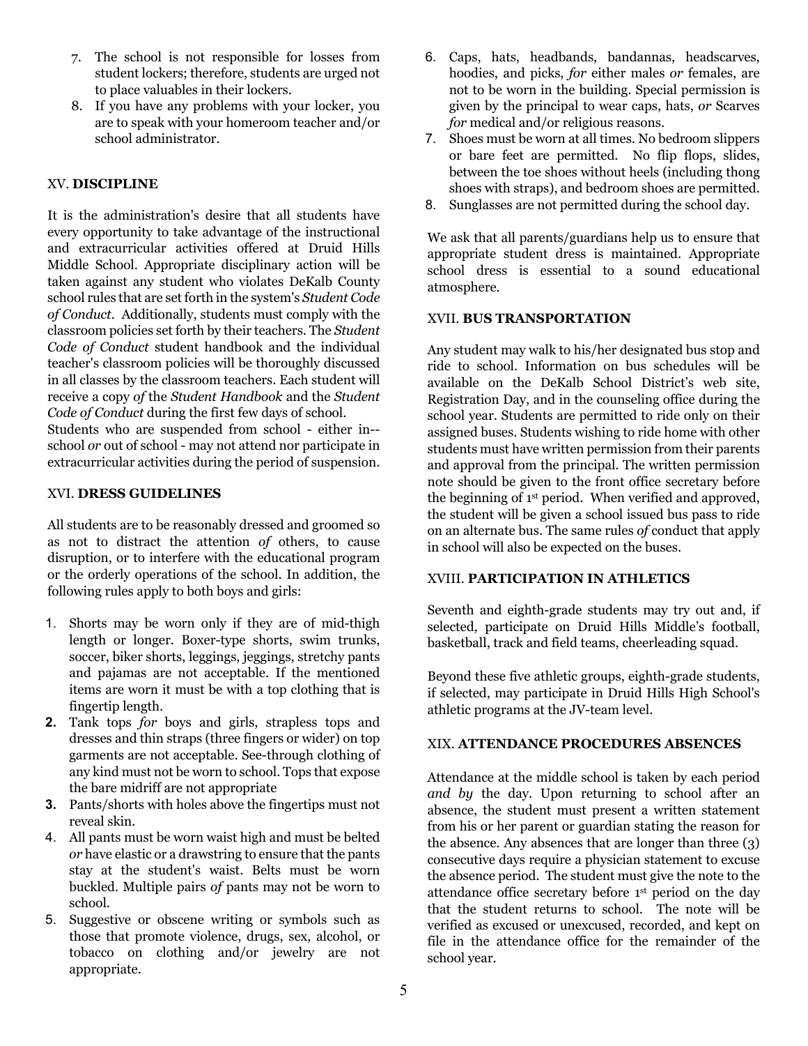7. The school is not responsible for losses from student lockers; therefore, students are urged not to place valuables in their lockers.
8. If you have any problems with your locker, you are to speak with your homeroom teacher and/or school administrator.

## XV. **DISCIPLINE**

It is the administration's desire that all students have every opportunity to take advantage of the instructional and extracurricular activities offered at Druid Hills Middle School. Appropriate disciplinary action will be taken against any student who violates DeKalb County school rules that are set forth in the system's *Student Code of Conduct*. Additionally, students must comply with the classroom policies set forth by their teachers. The *Student Code of Conduct* student handbook and the individual teacher's classroom policies will be thoroughly discussed in all classes by the classroom teachers. Each student will receive a copy *of* the *Student Handbook* and the *Student Code of Conduct* during the first few days of school.
Students who are suspended from school - either in--school *or* out of school - may not attend nor participate in extracurricular activities during the period of suspension.

## XVI. **DRESS GUIDELINES**

All students are to be reasonably dressed and groomed so as not to distract the attention *of* others, to cause disruption, or to interfere with the educational program or the orderly operations of the school. In addition, the following rules apply to both boys and girls:

1. Shorts may be worn only if they are of mid-thigh length or longer. Boxer-type shorts, swim trunks, soccer, biker shorts, leggings, jeggings, stretchy pants and pajamas are not acceptable. If the mentioned items are worn it must be with a top clothing that is fingertip length.
2. Tank tops *for* boys and girls, strapless tops and dresses and thin straps (three fingers or wider) on top garments are not acceptable. See-through clothing of any kind must not be worn to school. Tops that expose the bare midriff are not appropriate
3. Pants/shorts with holes above the fingertips must not reveal skin.
4. All pants must be worn waist high and must be belted *or* have elastic or a drawstring to ensure that the pants stay at the student's waist. Belts must be worn buckled. Multiple pairs *of* pants may not be worn to school.
5. Suggestive or obscene writing or symbols such as those that promote violence, drugs, sex, alcohol, or tobacco on clothing and/or jewelry are not appropriate.
6. Caps, hats, headbands, bandannas, headscarves, hoodies, and picks, *for* either males *or* females, are not to be worn in the building. Special permission is given by the principal to wear caps, hats, *or* Scarves *for* medical and/or religious reasons.
7. Shoes must be worn at all times. No bedroom slippers or bare feet are permitted. No flip flops, slides, between the toe shoes without heels (including thong shoes with straps), and bedroom shoes are permitted.
8. Sunglasses are not permitted during the school day.

We ask that all parents/guardians help us to ensure that appropriate student dress is maintained. Appropriate school dress is essential to a sound educational atmosphere.

## XVII. **BUS TRANSPORTATION**

Any student may walk to his/her designated bus stop and ride to school. Information on bus schedules will be available on the DeKalb School District's web site, Registration Day, and in the counseling office during the school year. Students are permitted to ride only on their assigned buses. Students wishing to ride home with other students must have written permission from their parents and approval from the principal. The written permission note should be given to the front office secretary before the beginning of 1st period. When verified and approved, the student will be given a school issued bus pass to ride on an alternate bus. The same rules *of* conduct that apply in school will also be expected on the buses.

## XVIII. **PARTICIPATION IN ATHLETICS**

Seventh and eighth-grade students may try out and, if selected, participate on Druid Hills Middle's football, basketball, track and field teams, cheerleading squad.

Beyond these five athletic groups, eighth-grade students, if selected, may participate in Druid Hills High School's athletic programs at the JV-team level.

## XIX. **ATTENDANCE PROCEDURES ABSENCES**

Attendance at the middle school is taken by each period *and by* the day. Upon returning to school after an absence, the student must present a written statement from his or her parent or guardian stating the reason for the absence. Any absences that are longer than three (3) consecutive days require a physician statement to excuse the absence period. The student must give the note to the attendance office secretary before 1st period on the day that the student returns to school. The note will be verified as excused or unexcused, recorded, and kept on file in the attendance office for the remainder of the school year.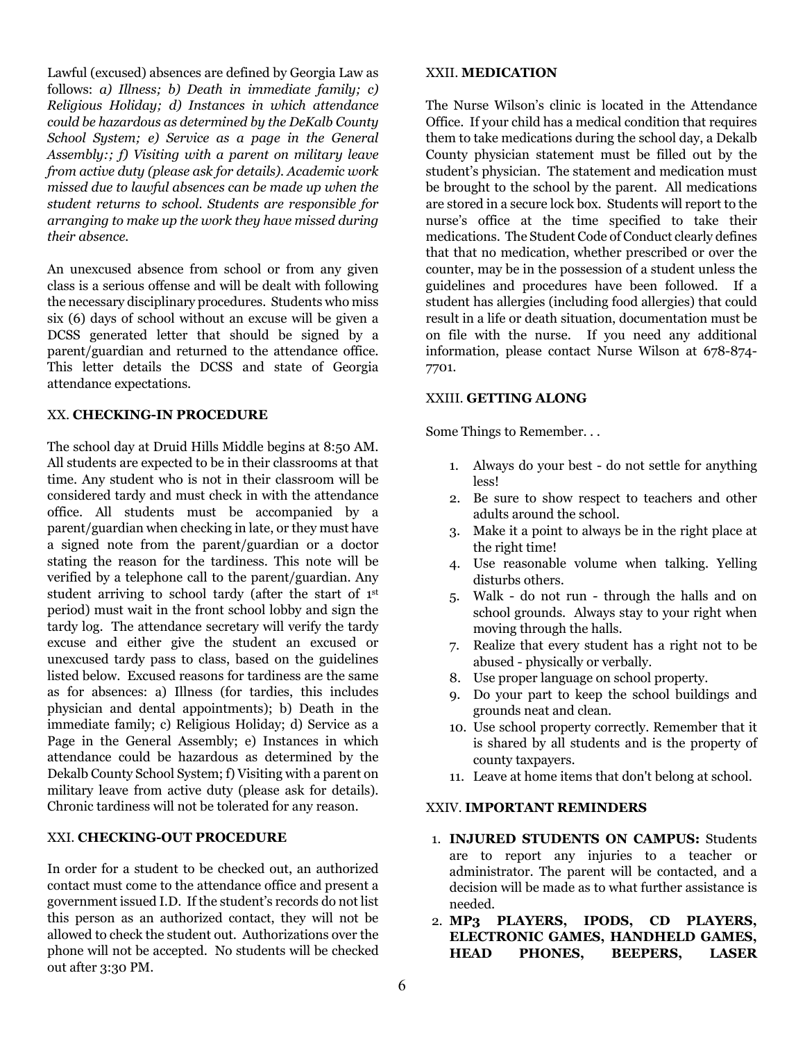Lawful (excused) absences are defined by Georgia Law as follows: *a) Illness; b) Death in immediate family; c) Religious Holiday; d) Instances in which attendance could be hazardous as determined by the DeKalb County School System; e) Service as a page in the General Assembly:; f) Visiting with a parent on military leave from active duty (please ask for details). Academic work missed due to lawful absences can be made up when the student returns to school. Students are responsible for arranging to make up the work they have missed during their absence.*

An unexcused absence from school or from any given class is a serious offense and will be dealt with following the necessary disciplinary procedures. Students who miss six (6) days of school without an excuse will be given a DCSS generated letter that should be signed by a parent/guardian and returned to the attendance office. This letter details the DCSS and state of Georgia attendance expectations.

## XX. **CHECKING-IN PROCEDURE**

The school day at Druid Hills Middle begins at 8:50 AM. All students are expected to be in their classrooms at that time. Any student who is not in their classroom will be considered tardy and must check in with the attendance office. All students must be accompanied by a parent/guardian when checking in late, or they must have a signed note from the parent/guardian or a doctor stating the reason for the tardiness. This note will be verified by a telephone call to the parent/guardian. Any student arriving to school tardy (after the start of 1st period) must wait in the front school lobby and sign the tardy log. The attendance secretary will verify the tardy excuse and either give the student an excused or unexcused tardy pass to class, based on the guidelines listed below. Excused reasons for tardiness are the same as for absences: a) Illness (for tardies, this includes physician and dental appointments); b) Death in the immediate family; c) Religious Holiday; d) Service as a Page in the General Assembly; e) Instances in which attendance could be hazardous as determined by the Dekalb County School System; f) Visiting with a parent on military leave from active duty (please ask for details). Chronic tardiness will not be tolerated for any reason.

## XXI. **CHECKING-OUT PROCEDURE**

In order for a student to be checked out, an authorized contact must come to the attendance office and present a government issued I.D. If the student's records do not list this person as an authorized contact, they will not be allowed to check the student out. Authorizations over the phone will not be accepted. No students will be checked out after 3:30 PM.

## XXII. **MEDICATION**

The Nurse Wilson's clinic is located in the Attendance Office. If your child has a medical condition that requires them to take medications during the school day, a Dekalb County physician statement must be filled out by the student's physician. The statement and medication must be brought to the school by the parent. All medications are stored in a secure lock box. Students will report to the nurse's office at the time specified to take their medications. The Student Code of Conduct clearly defines that that no medication, whether prescribed or over the counter, may be in the possession of a student unless the guidelines and procedures have been followed. If a student has allergies (including food allergies) that could result in a life or death situation, documentation must be on file with the nurse. If you need any additional information, please contact Nurse Wilson at 678-874-7701.

## XXIII. **GETTING ALONG**

Some Things to Remember. . .

1. Always do your best - do not settle for anything less!
2. Be sure to show respect to teachers and other adults around the school.
3. Make it a point to always be in the right place at the right time!
4. Use reasonable volume when talking. Yelling disturbs others.
5. Walk - do not run - through the halls and on school grounds. Always stay to your right when moving through the halls.
7. Realize that every student has a right not to be abused - physically or verbally.
8. Use proper language on school property.
9. Do your part to keep the school buildings and grounds neat and clean.
10. Use school property correctly. Remember that it is shared by all students and is the property of county taxpayers.
11. Leave at home items that don't belong at school.

## XXIV. **IMPORTANT REMINDERS**

1. **INJURED STUDENTS ON CAMPUS:** Students are to report any injuries to a teacher or administrator. The parent will be contacted, and a decision will be made as to what further assistance is needed.
2. **MP3 PLAYERS, IPODS, CD PLAYERS, ELECTRONIC GAMES, HANDHELD GAMES, HEAD PHONES, BEEPERS, LASER**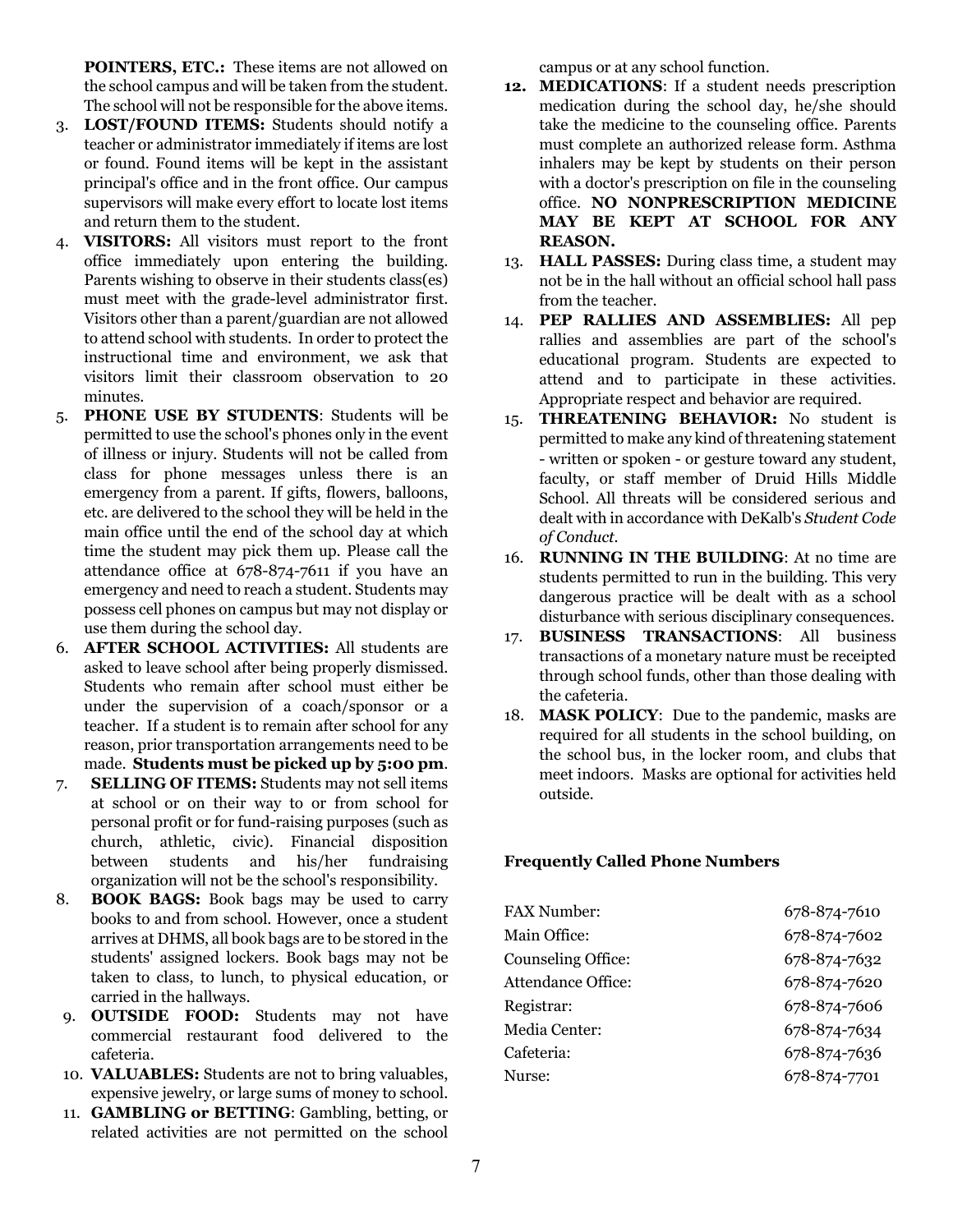**POINTERS, ETC.:** These items are not allowed on the school campus and will be taken from the student. The school will not be responsible for the above items.

3. **LOST/FOUND ITEMS:** Students should notify a teacher or administrator immediately if items are lost or found. Found items will be kept in the assistant principal's office and in the front office. Our campus supervisors will make every effort to locate lost items and return them to the student.
4. **VISITORS:** All visitors must report to the front office immediately upon entering the building. Parents wishing to observe in their students class(es) must meet with the grade-level administrator first. Visitors other than a parent/guardian are not allowed to attend school with students. In order to protect the instructional time and environment, we ask that visitors limit their classroom observation to 20 minutes.
5. **PHONE USE BY STUDENTS**: Students will be permitted to use the school's phones only in the event of illness or injury. Students will not be called from class for phone messages unless there is an emergency from a parent. If gifts, flowers, balloons, etc. are delivered to the school they will be held in the main office until the end of the school day at which time the student may pick them up. Please call the attendance office at 678-874-7611 if you have an emergency and need to reach a student. Students may possess cell phones on campus but may not display or use them during the school day.
6. **AFTER SCHOOL ACTIVITIES:** All students are asked to leave school after being properly dismissed. Students who remain after school must either be under the supervision of a coach/sponsor or a teacher. If a student is to remain after school for any reason, prior transportation arrangements need to be made. **Students must be picked up by 5:00 pm**.
7. **SELLING OF ITEMS:** Students may not sell items at school or on their way to or from school for personal profit or for fund-raising purposes (such as church, athletic, civic). Financial disposition between students and his/her fundraising organization will not be the school's responsibility.
8. **BOOK BAGS:** Book bags may be used to carry books to and from school. However, once a student arrives at DHMS, all book bags are to be stored in the students' assigned lockers. Book bags may not be taken to class, to lunch, to physical education, or carried in the hallways.
9. **OUTSIDE FOOD:** Students may not have commercial restaurant food delivered to the cafeteria.
10. **VALUABLES:** Students are not to bring valuables, expensive jewelry, or large sums of money to school.
11. **GAMBLING or BETTING**: Gambling, betting, or related activities are not permitted on the school campus or at any school function.
12. **MEDICATIONS**: If a student needs prescription medication during the school day, he/she should take the medicine to the counseling office. Parents must complete an authorized release form. Asthma inhalers may be kept by students on their person with a doctor's prescription on file in the counseling office. **NO NONPRESCRIPTION MEDICINE MAY BE KEPT AT SCHOOL FOR ANY REASON.**
13. **HALL PASSES:** During class time, a student may not be in the hall without an official school hall pass from the teacher.
14. **PEP RALLIES AND ASSEMBLIES:** All pep rallies and assemblies are part of the school's educational program. Students are expected to attend and to participate in these activities. Appropriate respect and behavior are required.
15. **THREATENING BEHAVIOR:** No student is permitted to make any kind of threatening statement - written or spoken - or gesture toward any student, faculty, or staff member of Druid Hills Middle School. All threats will be considered serious and dealt with in accordance with DeKalb's *Student Code of Conduct*.
16. **RUNNING IN THE BUILDING**: At no time are students permitted to run in the building. This very dangerous practice will be dealt with as a school disturbance with serious disciplinary consequences.
17. **BUSINESS TRANSACTIONS**: All business transactions of a monetary nature must be receipted through school funds, other than those dealing with the cafeteria.
18. **MASK POLICY**: Due to the pandemic, masks are required for all students in the school building, on the school bus, in the locker room, and clubs that meet indoors. Masks are optional for activities held outside.

**Frequently Called Phone Numbers**

| | |
|---|---|
| FAX Number: | 678-874-7610 |
| Main Office: | 678-874-7602 |
| Counseling Office: | 678-874-7632 |
| Attendance Office: | 678-874-7620 |
| Registrar: | 678-874-7606 |
| Media Center: | 678-874-7634 |
| Cafeteria: | 678-874-7636 |
| Nurse: | 678-874-7701 |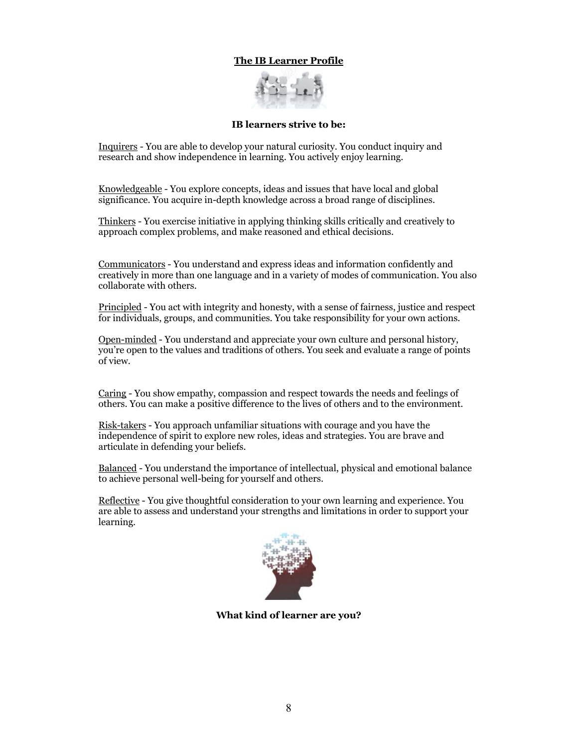# The IB Learner Profile

**IB learners strive to be:**

Inquirers - You are able to develop your natural curiosity. You conduct inquiry and research and show independence in learning. You actively enjoy learning.

Knowledgeable - You explore concepts, ideas and issues that have local and global significance. You acquire in-depth knowledge across a broad range of disciplines.

Thinkers - You exercise initiative in applying thinking skills critically and creatively to approach complex problems, and make reasoned and ethical decisions.

Communicators - You understand and express ideas and information confidently and creatively in more than one language and in a variety of modes of communication. You also collaborate with others.

Principled - You act with integrity and honesty, with a sense of fairness, justice and respect for individuals, groups, and communities. You take responsibility for your own actions.

Open-minded - You understand and appreciate your own culture and personal history, you're open to the values and traditions of others. You seek and evaluate a range of points of view.

Caring - You show empathy, compassion and respect towards the needs and feelings of others. You can make a positive difference to the lives of others and to the environment.

Risk-takers - You approach unfamiliar situations with courage and you have the independence of spirit to explore new roles, ideas and strategies. You are brave and articulate in defending your beliefs.

Balanced - You understand the importance of intellectual, physical and emotional balance to achieve personal well-being for yourself and others.

Reflective - You give thoughtful consideration to your own learning and experience. You are able to assess and understand your strengths and limitations in order to support your learning.

**What kind of learner are you?**